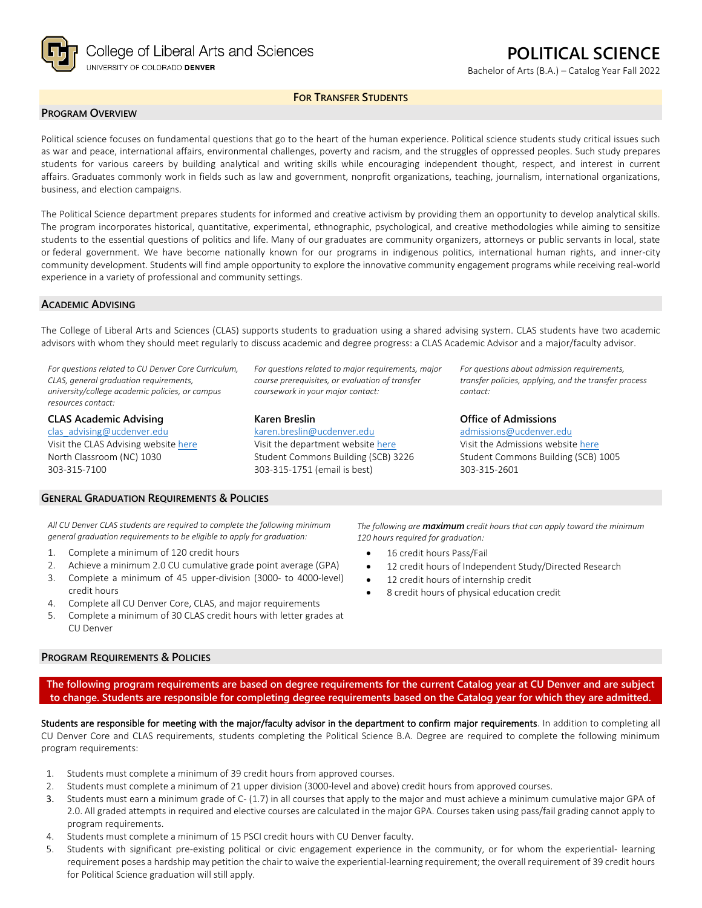College of Liberal Arts and Sciences
UNIVERSITY OF COLORADO **DENVER**

# POLITICAL SCIENCE

Bachelor of Arts (B.A.) – Catalog Year Fall 2022

**FOR TRANSFER STUDENTS**

## PROGRAM OVERVIEW

Political science focuses on fundamental questions that go to the heart of the human experience. Political science students study critical issues such as war and peace, international affairs, environmental challenges, poverty and racism, and the struggles of oppressed peoples. Such study prepares students for various careers by building analytical and writing skills while encouraging independent thought, respect, and interest in current affairs. Graduates commonly work in fields such as law and government, nonprofit organizations, teaching, journalism, international organizations, business, and election campaigns.

The Political Science department prepares students for informed and creative activism by providing them an opportunity to develop analytical skills. The program incorporates historical, quantitative, experimental, ethnographic, psychological, and creative methodologies while aiming to sensitize students to the essential questions of politics and life. Many of our graduates are community organizers, attorneys or public servants in local, state or federal government. We have become nationally known for our programs in indigenous politics, international human rights, and inner-city community development. Students will find ample opportunity to explore the innovative community engagement programs while receiving real-world experience in a variety of professional and community settings.

## ACADEMIC ADVISING

The College of Liberal Arts and Sciences (CLAS) supports students to graduation using a shared advising system. CLAS students have two academic advisors with whom they should meet regularly to discuss academic and degree progress: a CLAS Academic Advisor and a major/faculty advisor.

*For questions related to CU Denver Core Curriculum, CLAS, general graduation requirements, university/college academic policies, or campus resources contact:*

**CLAS Academic Advising**
clas_advising@ucdenver.edu
Visit the CLAS Advising website here
North Classroom (NC) 1030
303-315-7100

*For questions related to major requirements, major course prerequisites, or evaluation of transfer coursework in your major contact:*

**Karen Breslin**
karen.breslin@ucdenver.edu
Visit the department website here
Student Commons Building (SCB) 3226
303-315-1751 (email is best)

*For questions about admission requirements, transfer policies, applying, and the transfer process contact:*

**Office of Admissions**
admissions@ucdenver.edu
Visit the Admissions website here
Student Commons Building (SCB) 1005
303-315-2601

## GENERAL GRADUATION REQUIREMENTS & POLICIES

*All CU Denver CLAS students are required to complete the following minimum general graduation requirements to be eligible to apply for graduation:*

1. Complete a minimum of 120 credit hours
2. Achieve a minimum 2.0 CU cumulative grade point average (GPA)
3. Complete a minimum of 45 upper-division (3000- to 4000-level) credit hours
4. Complete all CU Denver Core, CLAS, and major requirements
5. Complete a minimum of 30 CLAS credit hours with letter grades at CU Denver

*The following are **maximum** credit hours that can apply toward the minimum 120 hours required for graduation:*

- 16 credit hours Pass/Fail
- 12 credit hours of Independent Study/Directed Research
- 12 credit hours of internship credit
- 8 credit hours of physical education credit

## PROGRAM REQUIREMENTS & POLICIES

**The following program requirements are based on degree requirements for the current Catalog year at CU Denver and are subject to change. Students are responsible for completing degree requirements based on the Catalog year for which they are admitted.**

Students are responsible for meeting with the major/faculty advisor in the department to confirm major requirements. In addition to completing all CU Denver Core and CLAS requirements, students completing the Political Science B.A. Degree are required to complete the following minimum program requirements:

1. Students must complete a minimum of 39 credit hours from approved courses.
2. Students must complete a minimum of 21 upper division (3000-level and above) credit hours from approved courses.
3. Students must earn a minimum grade of C- (1.7) in all courses that apply to the major and must achieve a minimum cumulative major GPA of 2.0. All graded attempts in required and elective courses are calculated in the major GPA. Courses taken using pass/fail grading cannot apply to program requirements.
4. Students must complete a minimum of 15 PSCI credit hours with CU Denver faculty.
5. Students with significant pre-existing political or civic engagement experience in the community, or for whom the experiential- learning requirement poses a hardship may petition the chair to waive the experiential-learning requirement; the overall requirement of 39 credit hours for Political Science graduation will still apply.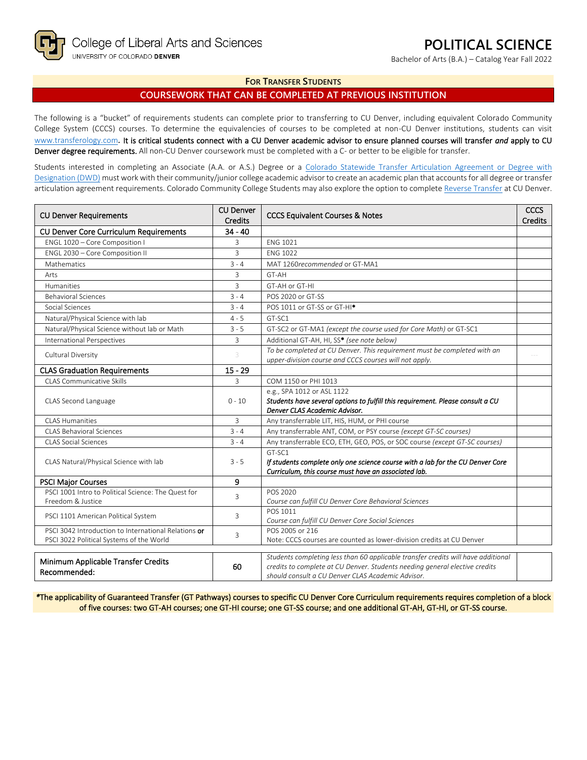College of Liberal Arts and Sciences
UNIVERSITY OF COLORADO DENVER

# POLITICAL SCIENCE

Bachelor of Arts (B.A.) – Catalog Year Fall 2022

## FOR TRANSFER STUDENTS

## COURSEWORK THAT CAN BE COMPLETED AT PREVIOUS INSTITUTION

The following is a "bucket" of requirements students can complete prior to transferring to CU Denver, including equivalent Colorado Community College System (CCCS) courses. To determine the equivalencies of courses to be completed at non-CU Denver institutions, students can visit www.transferology.com. **It is critical students connect with a CU Denver academic advisor to ensure planned courses will transfer *and* apply to CU Denver degree requirements.** All non-CU Denver coursework must be completed with a C- or better to be eligible for transfer.

Students interested in completing an Associate (A.A. or A.S.) Degree or a Colorado Statewide Transfer Articulation Agreement or Degree with Designation (DWD) must work with their community/junior college academic advisor to create an academic plan that accounts for all degree or transfer articulation agreement requirements. Colorado Community College Students may also explore the option to complete Reverse Transfer at CU Denver.

| CU Denver Requirements | CU Denver Credits | CCCS Equivalent Courses & Notes | CCCS Credits |
|---|---|---|---|
| **CU Denver Core Curriculum Requirements** | **34 - 40** | | |
| ENGL 1020 – Core Composition I | 3 | ENG 1021 | |
| ENGL 2030 – Core Composition II | 3 | ENG 1022 | |
| Mathematics | 3 - 4 | MAT 1260 *recommended* or GT-MA1 | |
| Arts | 3 | GT-AH | |
| Humanities | 3 | GT-AH or GT-HI | |
| Behavioral Sciences | 3 - 4 | POS 2020 or GT-SS | |
| Social Sciences | 3 - 4 | POS 1011 or GT-SS or GT-HI* | |
| Natural/Physical Science with lab | 4 - 5 | GT-SC1 | |
| Natural/Physical Science without lab or Math | 3 - 5 | GT-SC2 or GT-MA1 *(except the course used for Core Math)* or GT-SC1 | |
| International Perspectives | 3 | Additional GT-AH, HI, SS* *(see note below)* | |
| Cultural Diversity | 3 | *To be completed at CU Denver. This requirement must be completed with an upper-division course and CCCS courses will not apply.* | --- |
| **CLAS Graduation Requirements** | **15 - 29** | | |
| CLAS Communicative Skills | 3 | COM 1150 or PHI 1013 | |
| CLAS Second Language | 0 - 10 | e.g., SPA 1012 or ASL 1122<br>***Students have several options to fulfill this requirement. Please consult a CU Denver CLAS Academic Advisor.*** | |
| CLAS Humanities | 3 | Any transferrable LIT, HIS, HUM, or PHI course | |
| CLAS Behavioral Sciences | 3 - 4 | Any transferrable ANT, COM, or PSY course *(except GT-SC courses)* | |
| CLAS Social Sciences | 3 - 4 | Any transferrable ECO, ETH, GEO, POS, or SOC course *(except GT-SC courses)* | |
| CLAS Natural/Physical Science with lab | 3 - 5 | GT-SC1<br>***If students complete only one science course with a lab for the CU Denver Core Curriculum, this course must have an associated lab.*** | |
| **PSCI Major Courses** | **9** | | |
| PSCI 1001 Intro to Political Science: The Quest for Freedom & Justice | 3 | POS 2020<br>*Course can fulfill CU Denver Core Behavioral Sciences* | |
| PSCI 1101 American Political System | 3 | POS 1011<br>*Course can fulfill CU Denver Core Social Sciences* | |
| PSCI 3042 Introduction to International Relations **or** PSCI 3022 Political Systems of the World | 3 | POS 2005 or 216<br>Note: CCCS courses are counted as lower-division credits at CU Denver | |

| Minimum Applicable Transfer Credits Recommended: | 60 | *Students completing less than 60 applicable transfer credits will have additional credits to complete at CU Denver. Students needing general elective credits should consult a CU Denver CLAS Academic Advisor.* | |
|---|---|---|---|

*The applicability of Guaranteed Transfer (GT Pathways) courses to specific CU Denver Core Curriculum requirements requires completion of a block of five courses: two GT-AH courses; one GT-HI course; one GT-SS course; and one additional GT-AH, GT-HI, or GT-SS course.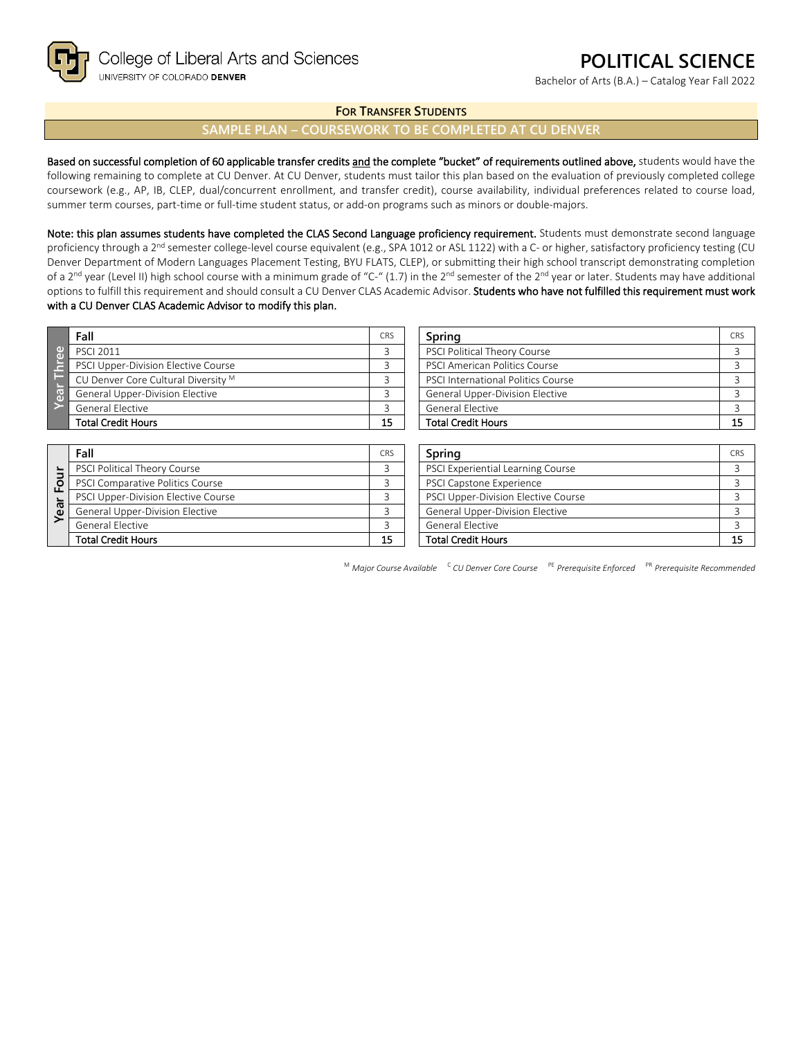# POLITICAL SCIENCE

Bachelor of Arts (B.A.) – Catalog Year Fall 2022

## FOR TRANSFER STUDENTS

## SAMPLE PLAN – COURSEWORK TO BE COMPLETED AT CU DENVER

**Based on successful completion of 60 applicable transfer credits and the complete "bucket" of requirements outlined above,** students would have the following remaining to complete at CU Denver. At CU Denver, students must tailor this plan based on the evaluation of previously completed college coursework (e.g., AP, IB, CLEP, dual/concurrent enrollment, and transfer credit), course availability, individual preferences related to course load, summer term courses, part-time or full-time student status, or add-on programs such as minors or double-majors.

**Note: this plan assumes students have completed the CLAS Second Language proficiency requirement.** Students must demonstrate second language proficiency through a 2nd semester college-level course equivalent (e.g., SPA 1012 or ASL 1122) with a C- or higher, satisfactory proficiency testing (CU Denver Department of Modern Languages Placement Testing, BYU FLATS, CLEP), or submitting their high school transcript demonstrating completion of a 2nd year (Level II) high school course with a minimum grade of "C-" (1.7) in the 2nd semester of the 2nd year or later. Students may have additional options to fulfill this requirement and should consult a CU Denver CLAS Academic Advisor. **Students who have not fulfilled this requirement must work with a CU Denver CLAS Academic Advisor to modify this plan.**

### Year Three

| Fall | CRS |
|---|---|
| PSCI 2011 | 3 |
| PSCI Upper-Division Elective Course | 3 |
| CU Denver Core Cultural Diversity [M] | 3 |
| General Upper-Division Elective | 3 |
| General Elective | 3 |
| **Total Credit Hours** | **15** |

| Spring | CRS |
|---|---|
| PSCI Political Theory Course | 3 |
| PSCI American Politics Course | 3 |
| PSCI International Politics Course | 3 |
| General Upper-Division Elective | 3 |
| General Elective | 3 |
| **Total Credit Hours** | **15** |

### Year Four

| Fall | CRS |
|---|---|
| PSCI Political Theory Course | 3 |
| PSCI Comparative Politics Course | 3 |
| PSCI Upper-Division Elective Course | 3 |
| General Upper-Division Elective | 3 |
| General Elective | 3 |
| **Total Credit Hours** | **15** |

| Spring | CRS |
|---|---|
| PSCI Experiential Learning Course | 3 |
| PSCI Capstone Experience | 3 |
| PSCI Upper-Division Elective Course | 3 |
| General Upper-Division Elective | 3 |
| General Elective | 3 |
| **Total Credit Hours** | **15** |

*[M] Major Course Available [C] CU Denver Core Course [PE] Prerequisite Enforced [PR] Prerequisite Recommended*